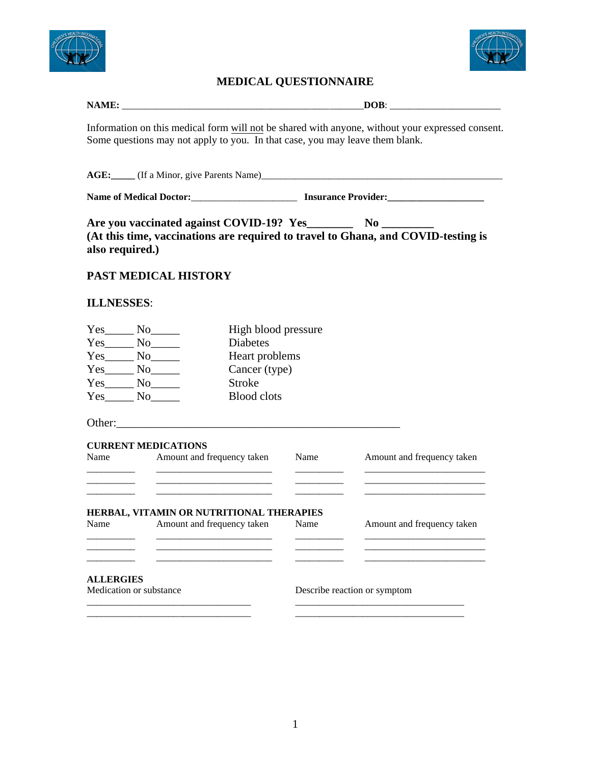# MEDICAL QUESTIONNAIRE

**NAME:** \_\_\_\_\_\_\_\_\_\_\_\_\_\_\_\_\_\_\_\_\_\_\_\_\_\_\_\_\_\_\_\_\_\_\_\_\_\_\_\_\_\_\_\_\_\_\_\_ **DOB**: \_\_\_\_\_\_\_\_\_\_\_\_\_\_\_\_\_\_\_\_\_\_

Information on this medical form will not be shared with anyone, without your expressed consent. Some questions may not apply to you. In that case, you may leave them blank.

**AGE:\_\_\_\_\_** (If a Minor, give Parents Name)\_\_\_\_\_\_\_\_\_\_\_\_\_\_\_\_\_\_\_\_\_\_\_\_\_\_\_\_\_\_\_\_\_\_\_\_\_\_\_\_\_\_\_\_\_\_\_\_\_\_\_\_

**Name of Medical Doctor:**\_\_\_\_\_\_\_\_\_\_\_\_\_\_\_\_\_\_\_\_\_\_ **Insurance Provider:\_\_\_\_\_\_\_\_\_\_\_\_\_\_\_\_\_\_\_\_**

**Are you vaccinated against COVID-19? Yes\_\_\_\_\_\_\_\_ No \_\_\_\_\_\_\_\_\_**
**(At this time, vaccinations are required to travel to Ghana, and COVID-testing is also required.)**

## PAST MEDICAL HISTORY

### ILLNESSES:

Yes\_\_\_\_\_ No\_\_\_\_\_ High blood pressure
Yes\_\_\_\_\_ No\_\_\_\_\_ Diabetes
Yes\_\_\_\_\_ No\_\_\_\_\_ Heart problems
Yes\_\_\_\_\_ No\_\_\_\_\_ Cancer (type)
Yes\_\_\_\_\_ No\_\_\_\_\_ Stroke
Yes\_\_\_\_\_ No\_\_\_\_\_ Blood clots

Other:\_\_\_\_\_\_\_\_\_\_\_\_\_\_\_\_\_\_\_\_\_\_\_\_\_\_\_\_\_\_\_\_\_\_\_\_\_\_\_\_\_\_\_\_\_\_\_\_\_\_\_\_

**CURRENT MEDICATIONS**

| Name | Amount and frequency taken | Name | Amount and frequency taken |
|---|---|---|---|
| | | | |
| | | | |
| | | | |

**HERBAL, VITAMIN OR NUTRITIONAL THERAPIES**

| Name | Amount and frequency taken | Name | Amount and frequency taken |
|---|---|---|---|
| | | | |
| | | | |
| | | | |

**ALLERGIES**

| Medication or substance | Describe reaction or symptom |
|---|---|
| | |
| | |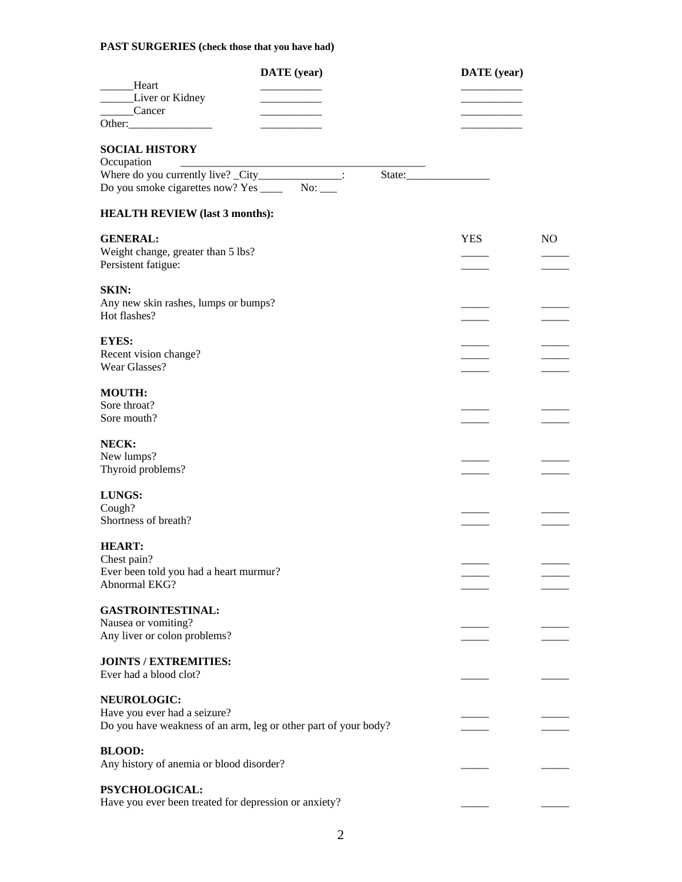**PAST SURGERIES (check those that you have had)**

| | DATE (year) | | DATE (year) |
|---|---|---|---|
| ______Heart | ___________ | | ___________ |
| ______Liver or Kidney | ___________ | | ___________ |
| ______Cancer | ___________ | | ___________ |
| Other:_______________ | ___________ | | ___________ |

**SOCIAL HISTORY**

Occupation ____________________________________________

Where do you currently live? _City_______________: State:_______________

Do you smoke cigarettes now? Yes ____ No: ___

**HEALTH REVIEW (last 3 months):**

| | YES | NO |
|---|---|---|
| **GENERAL:** | | |
| Weight change, greater than 5 lbs? | _____ | _____ |
| Persistent fatigue: | _____ | _____ |
| **SKIN:** | | |
| Any new skin rashes, lumps or bumps? | _____ | _____ |
| Hot flashes? | _____ | _____ |
| **EYES:** | _____ | _____ |
| Recent vision change? | _____ | _____ |
| Wear Glasses? | _____ | _____ |
| **MOUTH:** | | |
| Sore throat? | _____ | _____ |
| Sore mouth? | _____ | _____ |
| **NECK:** | | |
| New lumps? | _____ | _____ |
| Thyroid problems? | _____ | _____ |
| **LUNGS:** | | |
| Cough? | _____ | _____ |
| Shortness of breath? | _____ | _____ |
| **HEART:** | | |
| Chest pain? | _____ | _____ |
| Ever been told you had a heart murmur? | _____ | _____ |
| Abnormal EKG? | _____ | _____ |
| **GASTROINTESTINAL:** | | |
| Nausea or vomiting? | _____ | _____ |
| Any liver or colon problems? | _____ | _____ |
| **JOINTS / EXTREMITIES:** | | |
| Ever had a blood clot? | _____ | _____ |
| **NEUROLOGIC:** | | |
| Have you ever had a seizure? | _____ | _____ |
| Do you have weakness of an arm, leg or other part of your body? | _____ | _____ |
| **BLOOD:** | | |
| Any history of anemia or blood disorder? | _____ | _____ |
| **PSYCHOLOGICAL:** | | |
| Have you ever been treated for depression or anxiety? | _____ | _____ |